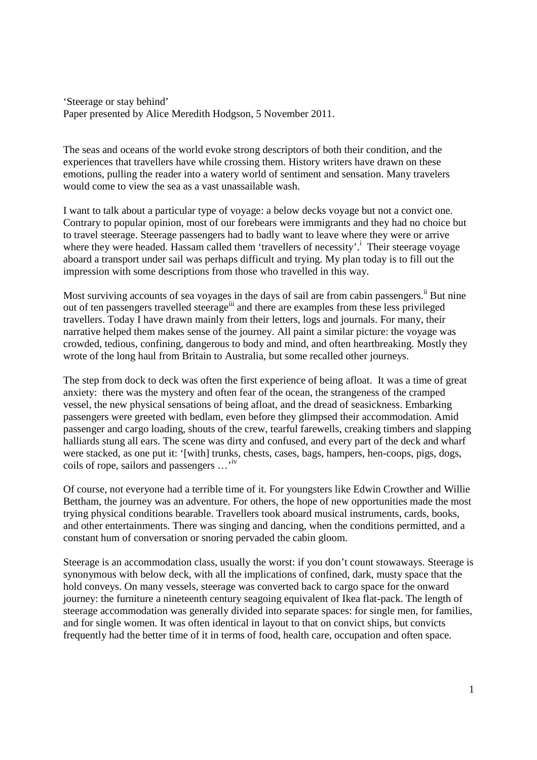'Steerage or stay behind'
Paper presented by Alice Meredith Hodgson, 5 November 2011.

The seas and oceans of the world evoke strong descriptors of both their condition, and the experiences that travellers have while crossing them. History writers have drawn on these emotions, pulling the reader into a watery world of sentiment and sensation. Many travelers would come to view the sea as a vast unassailable wash.

I want to talk about a particular type of voyage: a below decks voyage but not a convict one. Contrary to popular opinion, most of our forebears were immigrants and they had no choice but to travel steerage. Steerage passengers had to badly want to leave where they were or arrive where they were headed. Hassam called them 'travellers of necessity'.[i] Their steerage voyage aboard a transport under sail was perhaps difficult and trying. My plan today is to fill out the impression with some descriptions from those who travelled in this way.

Most surviving accounts of sea voyages in the days of sail are from cabin passengers.[ii] But nine out of ten passengers travelled steerage[iii] and there are examples from these less privileged travellers. Today I have drawn mainly from their letters, logs and journals. For many, their narrative helped them makes sense of the journey. All paint a similar picture: the voyage was crowded, tedious, confining, dangerous to body and mind, and often heartbreaking. Mostly they wrote of the long haul from Britain to Australia, but some recalled other journeys.

The step from dock to deck was often the first experience of being afloat. It was a time of great anxiety: there was the mystery and often fear of the ocean, the strangeness of the cramped vessel, the new physical sensations of being afloat, and the dread of seasickness. Embarking passengers were greeted with bedlam, even before they glimpsed their accommodation. Amid passenger and cargo loading, shouts of the crew, tearful farewells, creaking timbers and slapping halliards stung all ears. The scene was dirty and confused, and every part of the deck and wharf were stacked, as one put it: '[with] trunks, chests, cases, bags, hampers, hen-coops, pigs, dogs, coils of rope, sailors and passengers …'[iv]

Of course, not everyone had a terrible time of it. For youngsters like Edwin Crowther and Willie Bettham, the journey was an adventure. For others, the hope of new opportunities made the most trying physical conditions bearable. Travellers took aboard musical instruments, cards, books, and other entertainments. There was singing and dancing, when the conditions permitted, and a constant hum of conversation or snoring pervaded the cabin gloom.

Steerage is an accommodation class, usually the worst: if you don't count stowaways. Steerage is synonymous with below deck, with all the implications of confined, dark, musty space that the hold conveys. On many vessels, steerage was converted back to cargo space for the onward journey: the furniture a nineteenth century seagoing equivalent of Ikea flat-pack. The length of steerage accommodation was generally divided into separate spaces: for single men, for families, and for single women. It was often identical in layout to that on convict ships, but convicts frequently had the better time of it in terms of food, health care, occupation and often space.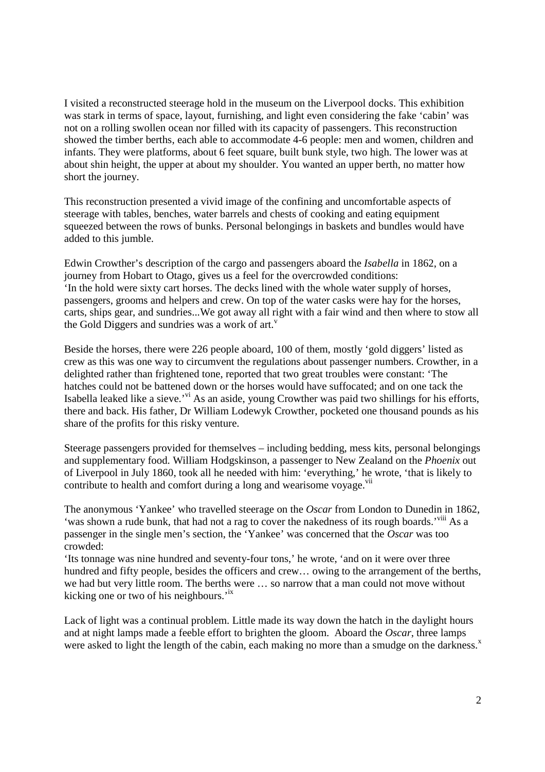I visited a reconstructed steerage hold in the museum on the Liverpool docks. This exhibition was stark in terms of space, layout, furnishing, and light even considering the fake 'cabin' was not on a rolling swollen ocean nor filled with its capacity of passengers. This reconstruction showed the timber berths, each able to accommodate 4-6 people: men and women, children and infants. They were platforms, about 6 feet square, built bunk style, two high. The lower was at about shin height, the upper at about my shoulder. You wanted an upper berth, no matter how short the journey.

This reconstruction presented a vivid image of the confining and uncomfortable aspects of steerage with tables, benches, water barrels and chests of cooking and eating equipment squeezed between the rows of bunks. Personal belongings in baskets and bundles would have added to this jumble.

Edwin Crowther's description of the cargo and passengers aboard the *Isabella* in 1862, on a journey from Hobart to Otago, gives us a feel for the overcrowded conditions:
'In the hold were sixty cart horses. The decks lined with the whole water supply of horses, passengers, grooms and helpers and crew. On top of the water casks were hay for the horses, carts, ships gear, and sundries...We got away all right with a fair wind and then where to stow all the Gold Diggers and sundries was a work of art.[v]

Beside the horses, there were 226 people aboard, 100 of them, mostly 'gold diggers' listed as crew as this was one way to circumvent the regulations about passenger numbers. Crowther, in a delighted rather than frightened tone, reported that two great troubles were constant: 'The hatches could not be battened down or the horses would have suffocated; and on one tack the Isabella leaked like a sieve.'[vi] As an aside, young Crowther was paid two shillings for his efforts, there and back. His father, Dr William Lodewyk Crowther, pocketed one thousand pounds as his share of the profits for this risky venture.

Steerage passengers provided for themselves – including bedding, mess kits, personal belongings and supplementary food. William Hodgskinson, a passenger to New Zealand on the *Phoenix* out of Liverpool in July 1860, took all he needed with him: 'everything,' he wrote, 'that is likely to contribute to health and comfort during a long and wearisome voyage.[vii]

The anonymous 'Yankee' who travelled steerage on the *Oscar* from London to Dunedin in 1862, 'was shown a rude bunk, that had not a rag to cover the nakedness of its rough boards.'[viii] As a passenger in the single men's section, the 'Yankee' was concerned that the *Oscar* was too crowded:
'Its tonnage was nine hundred and seventy-four tons,' he wrote, 'and on it were over three hundred and fifty people, besides the officers and crew… owing to the arrangement of the berths, we had but very little room. The berths were … so narrow that a man could not move without kicking one or two of his neighbours.'[ix]

Lack of light was a continual problem. Little made its way down the hatch in the daylight hours and at night lamps made a feeble effort to brighten the gloom. Aboard the *Oscar*, three lamps were asked to light the length of the cabin, each making no more than a smudge on the darkness.[x]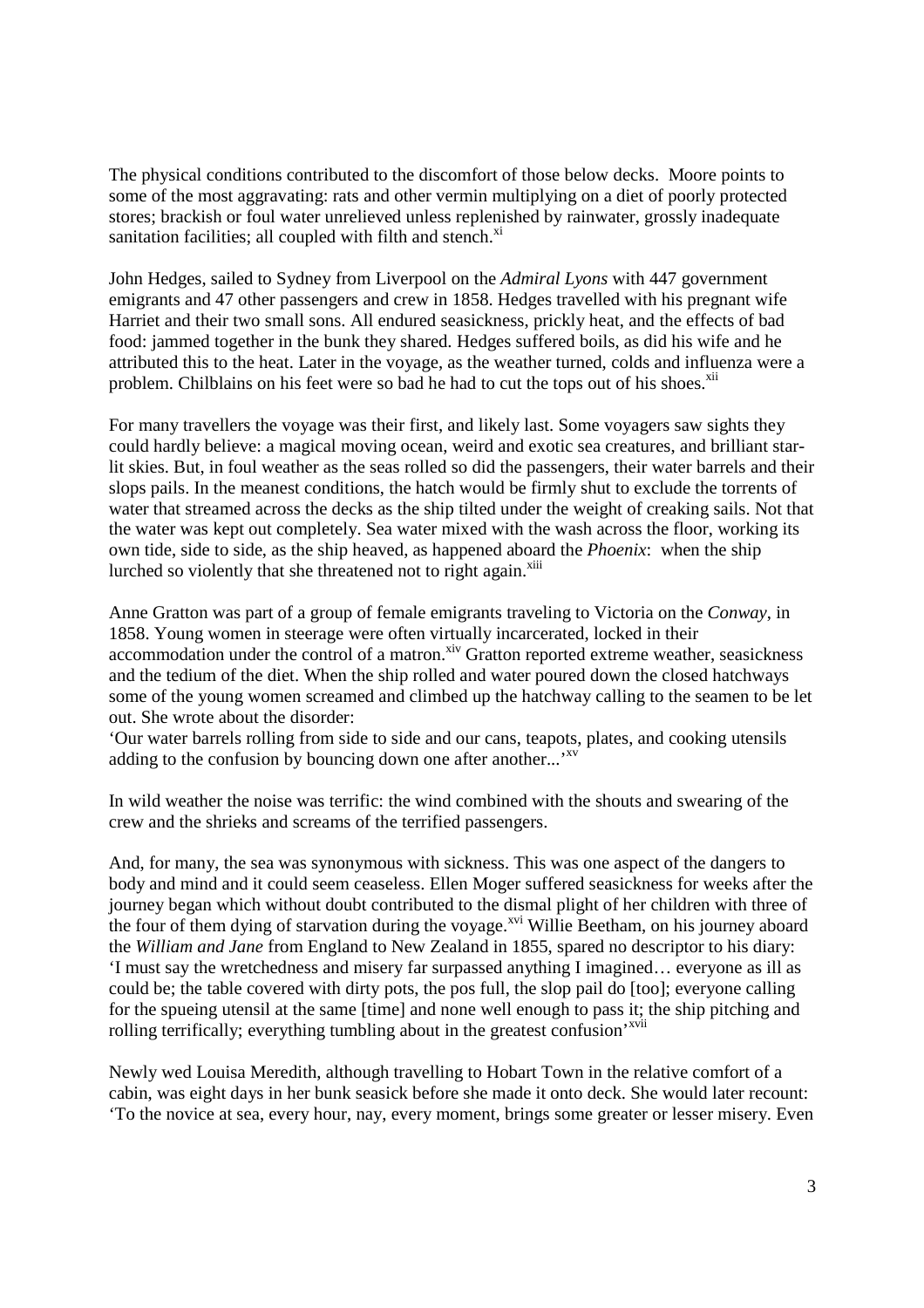The physical conditions contributed to the discomfort of those below decks. Moore points to some of the most aggravating: rats and other vermin multiplying on a diet of poorly protected stores; brackish or foul water unrelieved unless replenished by rainwater, grossly inadequate sanitation facilities; all coupled with filth and stench.[xi]

John Hedges, sailed to Sydney from Liverpool on the *Admiral Lyons* with 447 government emigrants and 47 other passengers and crew in 1858. Hedges travelled with his pregnant wife Harriet and their two small sons. All endured seasickness, prickly heat, and the effects of bad food: jammed together in the bunk they shared. Hedges suffered boils, as did his wife and he attributed this to the heat. Later in the voyage, as the weather turned, colds and influenza were a problem. Chilblains on his feet were so bad he had to cut the tops out of his shoes.[xii]

For many travellers the voyage was their first, and likely last. Some voyagers saw sights they could hardly believe: a magical moving ocean, weird and exotic sea creatures, and brilliant star-lit skies. But, in foul weather as the seas rolled so did the passengers, their water barrels and their slops pails. In the meanest conditions, the hatch would be firmly shut to exclude the torrents of water that streamed across the decks as the ship tilted under the weight of creaking sails. Not that the water was kept out completely. Sea water mixed with the wash across the floor, working its own tide, side to side, as the ship heaved, as happened aboard the *Phoenix*: when the ship lurched so violently that she threatened not to right again.[xiii]

Anne Gratton was part of a group of female emigrants traveling to Victoria on the *Conway*, in 1858. Young women in steerage were often virtually incarcerated, locked in their accommodation under the control of a matron.[xiv] Gratton reported extreme weather, seasickness and the tedium of the diet. When the ship rolled and water poured down the closed hatchways some of the young women screamed and climbed up the hatchway calling to the seamen to be let out. She wrote about the disorder:
'Our water barrels rolling from side to side and our cans, teapots, plates, and cooking utensils adding to the confusion by bouncing down one after another...'[xv]

In wild weather the noise was terrific: the wind combined with the shouts and swearing of the crew and the shrieks and screams of the terrified passengers.

And, for many, the sea was synonymous with sickness. This was one aspect of the dangers to body and mind and it could seem ceaseless. Ellen Moger suffered seasickness for weeks after the journey began which without doubt contributed to the dismal plight of her children with three of the four of them dying of starvation during the voyage.[xvi] Willie Beetham, on his journey aboard the *William and Jane* from England to New Zealand in 1855, spared no descriptor to his diary: 'I must say the wretchedness and misery far surpassed anything I imagined… everyone as ill as could be; the table covered with dirty pots, the pos full, the slop pail do [too]; everyone calling for the spueing utensil at the same [time] and none well enough to pass it; the ship pitching and rolling terrifically; everything tumbling about in the greatest confusion'[xvii]

Newly wed Louisa Meredith, although travelling to Hobart Town in the relative comfort of a cabin, was eight days in her bunk seasick before she made it onto deck. She would later recount: 'To the novice at sea, every hour, nay, every moment, brings some greater or lesser misery. Even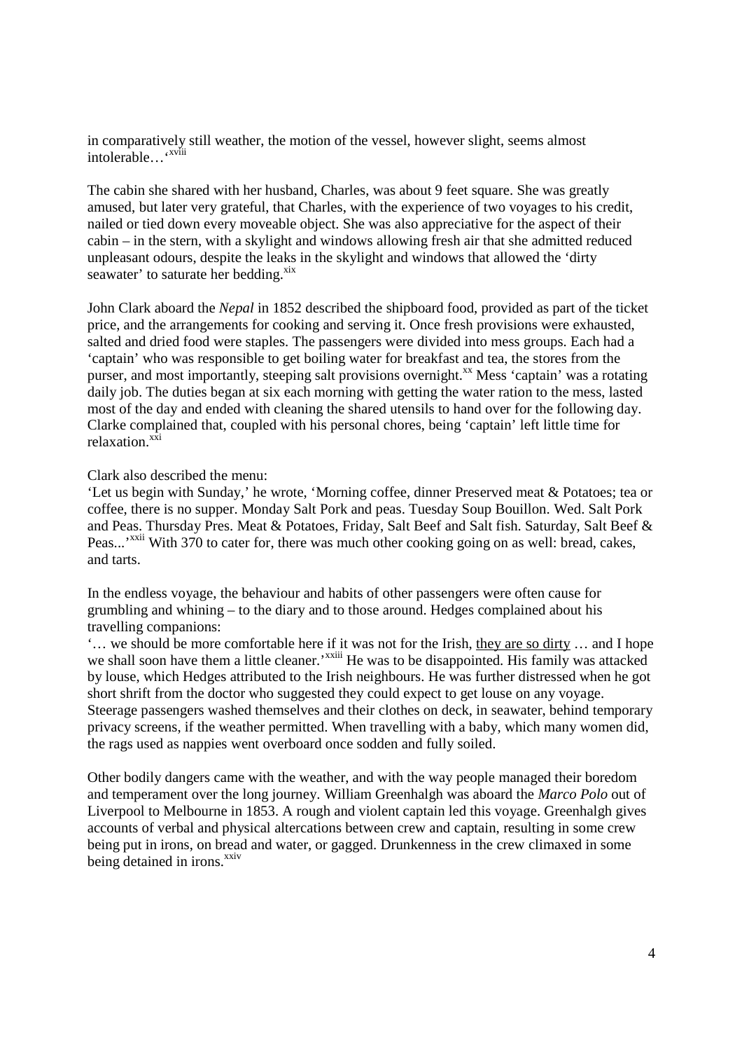in comparatively still weather, the motion of the vessel, however slight, seems almost intolerable…'[xviii]

The cabin she shared with her husband, Charles, was about 9 feet square. She was greatly amused, but later very grateful, that Charles, with the experience of two voyages to his credit, nailed or tied down every moveable object. She was also appreciative for the aspect of their cabin – in the stern, with a skylight and windows allowing fresh air that she admitted reduced unpleasant odours, despite the leaks in the skylight and windows that allowed the 'dirty seawater' to saturate her bedding.[xix]

John Clark aboard the *Nepal* in 1852 described the shipboard food, provided as part of the ticket price, and the arrangements for cooking and serving it. Once fresh provisions were exhausted, salted and dried food were staples. The passengers were divided into mess groups. Each had a 'captain' who was responsible to get boiling water for breakfast and tea, the stores from the purser, and most importantly, steeping salt provisions overnight.[xx] Mess 'captain' was a rotating daily job. The duties began at six each morning with getting the water ration to the mess, lasted most of the day and ended with cleaning the shared utensils to hand over for the following day. Clarke complained that, coupled with his personal chores, being 'captain' left little time for relaxation.[xxi]

Clark also described the menu:
'Let us begin with Sunday,' he wrote, 'Morning coffee, dinner Preserved meat & Potatoes; tea or coffee, there is no supper. Monday Salt Pork and peas. Tuesday Soup Bouillon. Wed. Salt Pork and Peas. Thursday Pres. Meat & Potatoes, Friday, Salt Beef and Salt fish. Saturday, Salt Beef & Peas...'[xxii] With 370 to cater for, there was much other cooking going on as well: bread, cakes, and tarts.

In the endless voyage, the behaviour and habits of other passengers were often cause for grumbling and whining – to the diary and to those around. Hedges complained about his travelling companions:
'… we should be more comfortable here if it was not for the Irish, <u>they are so dirty</u> … and I hope we shall soon have them a little cleaner.'[xxiii] He was to be disappointed. His family was attacked by louse, which Hedges attributed to the Irish neighbours. He was further distressed when he got short shrift from the doctor who suggested they could expect to get louse on any voyage. Steerage passengers washed themselves and their clothes on deck, in seawater, behind temporary privacy screens, if the weather permitted. When travelling with a baby, which many women did, the rags used as nappies went overboard once sodden and fully soiled.

Other bodily dangers came with the weather, and with the way people managed their boredom and temperament over the long journey. William Greenhalgh was aboard the *Marco Polo* out of Liverpool to Melbourne in 1853. A rough and violent captain led this voyage. Greenhalgh gives accounts of verbal and physical altercations between crew and captain, resulting in some crew being put in irons, on bread and water, or gagged. Drunkenness in the crew climaxed in some being detained in irons.[xxiv]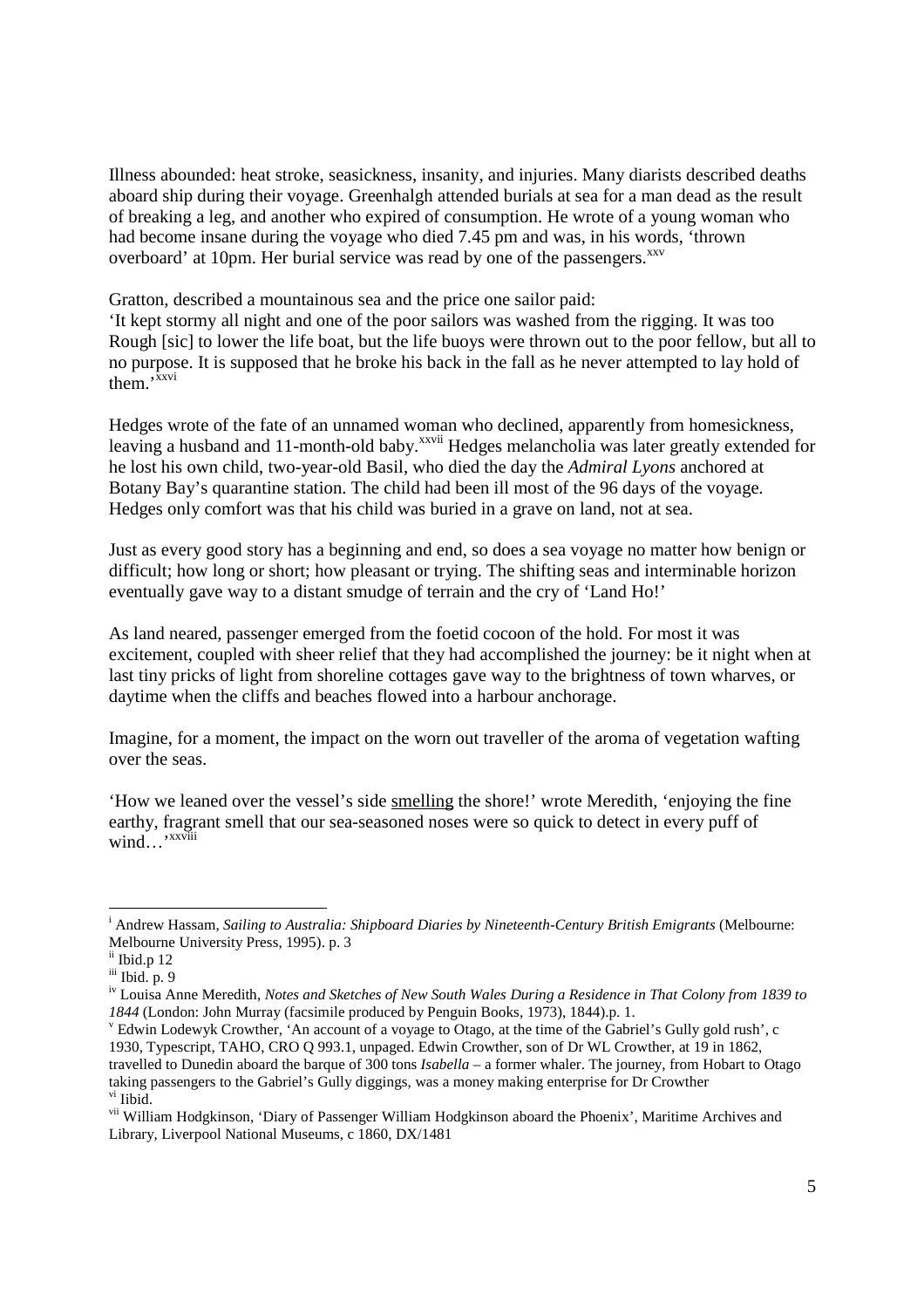Illness abounded: heat stroke, seasickness, insanity, and injuries. Many diarists described deaths aboard ship during their voyage. Greenhalgh attended burials at sea for a man dead as the result of breaking a leg, and another who expired of consumption. He wrote of a young woman who had become insane during the voyage who died 7.45 pm and was, in his words, 'thrown overboard' at 10pm. Her burial service was read by one of the passengers.[xxv]

Gratton, described a mountainous sea and the price one sailor paid:
'It kept stormy all night and one of the poor sailors was washed from the rigging. It was too Rough [sic] to lower the life boat, but the life buoys were thrown out to the poor fellow, but all to no purpose. It is supposed that he broke his back in the fall as he never attempted to lay hold of them.'[xxvi]

Hedges wrote of the fate of an unnamed woman who declined, apparently from homesickness, leaving a husband and 11-month-old baby.[xxvii] Hedges melancholia was later greatly extended for he lost his own child, two-year-old Basil, who died the day the *Admiral Lyons* anchored at Botany Bay's quarantine station. The child had been ill most of the 96 days of the voyage. Hedges only comfort was that his child was buried in a grave on land, not at sea.

Just as every good story has a beginning and end, so does a sea voyage no matter how benign or difficult; how long or short; how pleasant or trying. The shifting seas and interminable horizon eventually gave way to a distant smudge of terrain and the cry of 'Land Ho!'

As land neared, passenger emerged from the foetid cocoon of the hold. For most it was excitement, coupled with sheer relief that they had accomplished the journey: be it night when at last tiny pricks of light from shoreline cottages gave way to the brightness of town wharves, or daytime when the cliffs and beaches flowed into a harbour anchorage.

Imagine, for a moment, the impact on the worn out traveller of the aroma of vegetation wafting over the seas.

'How we leaned over the vessel's side <u>smelling</u> the shore!' wrote Meredith, 'enjoying the fine earthy, fragrant smell that our sea-seasoned noses were so quick to detect in every puff of wind…'[xxviii]

---

[i] Andrew Hassam, *Sailing to Australia: Shipboard Diaries by Nineteenth-Century British Emigrants* (Melbourne: Melbourne University Press, 1995). p. 3

[ii] Ibid.p 12

[iii] Ibid. p. 9

[iv] Louisa Anne Meredith, *Notes and Sketches of New South Wales During a Residence in That Colony from 1839 to 1844* (London: John Murray (facsimile produced by Penguin Books, 1973), 1844).p. 1.

[v] Edwin Lodewyk Crowther, 'An account of a voyage to Otago, at the time of the Gabriel's Gully gold rush', c 1930, Typescript, TAHO, CRO Q 993.1, unpaged. Edwin Crowther, son of Dr WL Crowther, at 19 in 1862, travelled to Dunedin aboard the barque of 300 tons *Isabella* – a former whaler. The journey, from Hobart to Otago taking passengers to the Gabriel's Gully diggings, was a money making enterprise for Dr Crowther

[vi] Iibid.

[vii] William Hodgkinson, 'Diary of Passenger William Hodgkinson aboard the Phoenix', Maritime Archives and Library, Liverpool National Museums, c 1860, DX/1481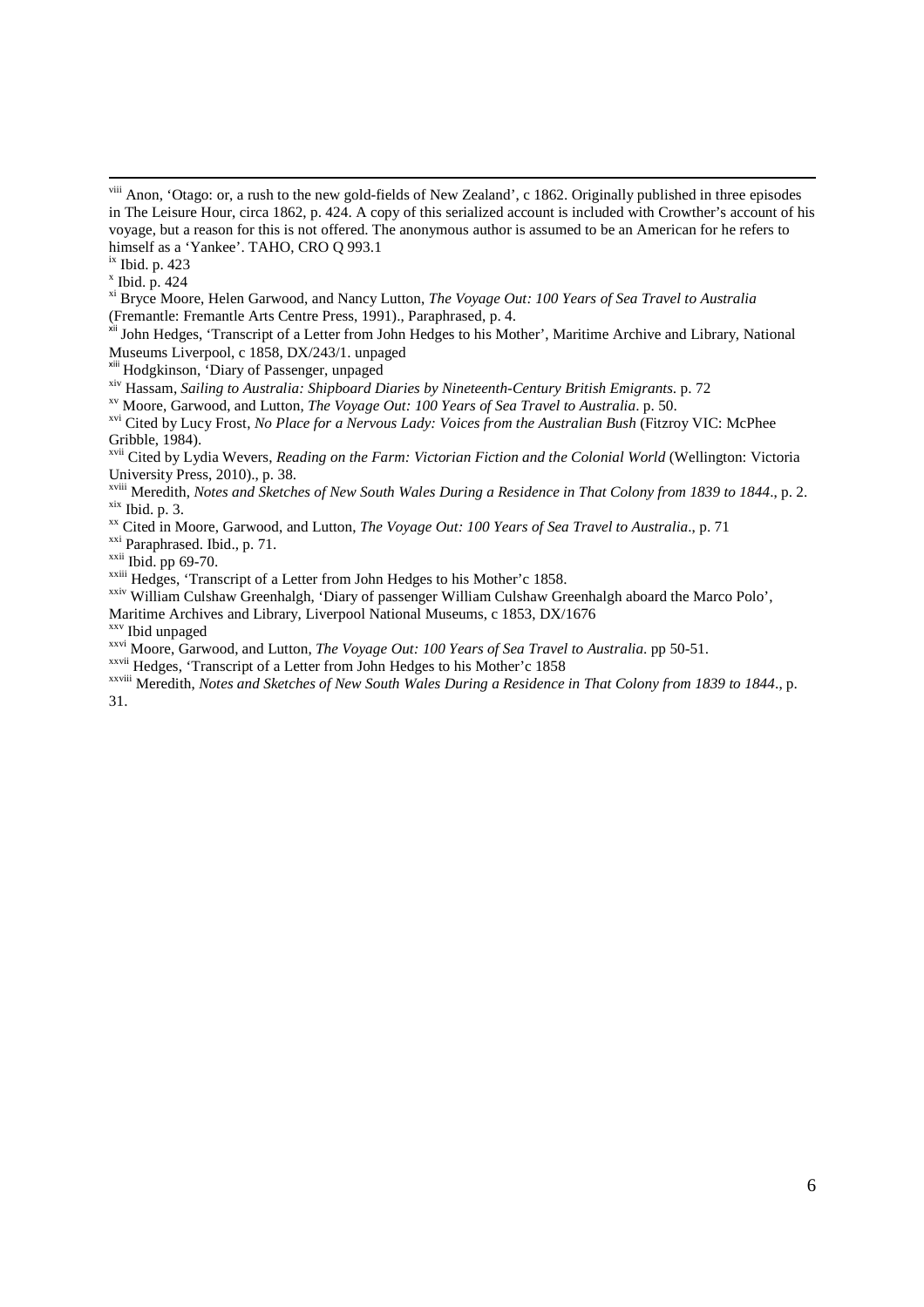[viii] Anon, 'Otago: or, a rush to the new gold-fields of New Zealand', c 1862. Originally published in three episodes in The Leisure Hour, circa 1862, p. 424. A copy of this serialized account is included with Crowther's account of his voyage, but a reason for this is not offered. The anonymous author is assumed to be an American for he refers to himself as a 'Yankee'. TAHO, CRO Q 993.1

[ix] Ibid. p. 423

[x] Ibid. p. 424

[xi] Bryce Moore, Helen Garwood, and Nancy Lutton, *The Voyage Out: 100 Years of Sea Travel to Australia* (Fremantle: Fremantle Arts Centre Press, 1991)., Paraphrased, p. 4.

[xii] John Hedges, 'Transcript of a Letter from John Hedges to his Mother', Maritime Archive and Library, National Museums Liverpool, c 1858, DX/243/1. unpaged

[xiii] Hodgkinson, 'Diary of Passenger, unpaged

[xiv] Hassam, *Sailing to Australia: Shipboard Diaries by Nineteenth-Century British Emigrants*. p. 72

[xv] Moore, Garwood, and Lutton, *The Voyage Out: 100 Years of Sea Travel to Australia*. p. 50.

[xvi] Cited by Lucy Frost, *No Place for a Nervous Lady: Voices from the Australian Bush* (Fitzroy VIC: McPhee Gribble, 1984).

[xvii] Cited by Lydia Wevers, *Reading on the Farm: Victorian Fiction and the Colonial World* (Wellington: Victoria University Press, 2010)., p. 38.

[xviii] Meredith, *Notes and Sketches of New South Wales During a Residence in That Colony from 1839 to 1844*., p. 2.

[xix] Ibid. p. 3.

[xx] Cited in Moore, Garwood, and Lutton, *The Voyage Out: 100 Years of Sea Travel to Australia*., p. 71

[xxi] Paraphrased. Ibid., p. 71.

[xxii] Ibid. pp 69-70.

[xxiii] Hedges, 'Transcript of a Letter from John Hedges to his Mother'c 1858.

[xxiv] William Culshaw Greenhalgh, 'Diary of passenger William Culshaw Greenhalgh aboard the Marco Polo', Maritime Archives and Library, Liverpool National Museums, c 1853, DX/1676

[xxv] Ibid unpaged

[xxvi] Moore, Garwood, and Lutton, *The Voyage Out: 100 Years of Sea Travel to Australia*. pp 50-51.

[xxvii] Hedges, 'Transcript of a Letter from John Hedges to his Mother'c 1858

[xxviii] Meredith, *Notes and Sketches of New South Wales During a Residence in That Colony from 1839 to 1844*., p. 31.